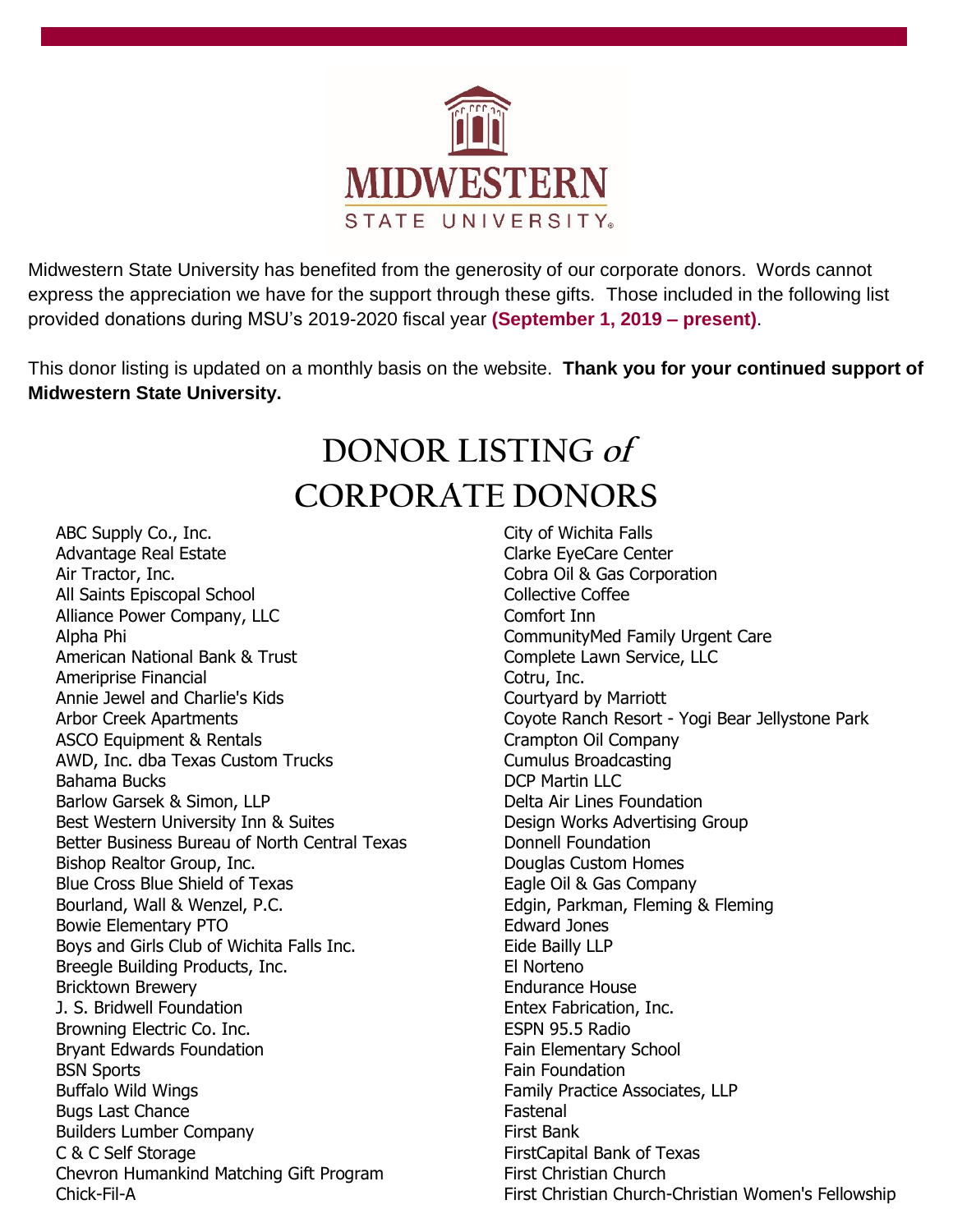Midwestern State University has benefited from the generosity of our corporate donors. Words cannot express the appreciation we have for the support through these gifts. Those included in the following list provided donations during MSU's 2019-2020 fiscal year **(September 1, 2019 – present)**.

This donor listing is updated on a monthly basis on the website. **Thank you for your continued support of Midwestern State University.**

# DONOR LISTING *of* CORPORATE DONORS

ABC Supply Co., Inc.
Advantage Real Estate
Air Tractor, Inc.
All Saints Episcopal School
Alliance Power Company, LLC
Alpha Phi
American National Bank & Trust
Ameriprise Financial
Annie Jewel and Charlie's Kids
Arbor Creek Apartments
ASCO Equipment & Rentals
AWD, Inc. dba Texas Custom Trucks
Bahama Bucks
Barlow Garsek & Simon, LLP
Best Western University Inn & Suites
Better Business Bureau of North Central Texas
Bishop Realtor Group, Inc.
Blue Cross Blue Shield of Texas
Bourland, Wall & Wenzel, P.C.
Bowie Elementary PTO
Boys and Girls Club of Wichita Falls Inc.
Breegle Building Products, Inc.
Bricktown Brewery
J. S. Bridwell Foundation
Browning Electric Co. Inc.
Bryant Edwards Foundation
BSN Sports
Buffalo Wild Wings
Bugs Last Chance
Builders Lumber Company
C & C Self Storage
Chevron Humankind Matching Gift Program
Chick-Fil-A
City of Wichita Falls
Clarke EyeCare Center
Cobra Oil & Gas Corporation
Collective Coffee
Comfort Inn
CommunityMed Family Urgent Care
Complete Lawn Service, LLC
Cotru, Inc.
Courtyard by Marriott
Coyote Ranch Resort - Yogi Bear Jellystone Park
Crampton Oil Company
Cumulus Broadcasting
DCP Martin LLC
Delta Air Lines Foundation
Design Works Advertising Group
Donnell Foundation
Douglas Custom Homes
Eagle Oil & Gas Company
Edgin, Parkman, Fleming & Fleming
Edward Jones
Eide Bailly LLP
El Norteno
Endurance House
Entex Fabrication, Inc.
ESPN 95.5 Radio
Fain Elementary School
Fain Foundation
Family Practice Associates, LLP
Fastenal
First Bank
FirstCapital Bank of Texas
First Christian Church
First Christian Church-Christian Women's Fellowship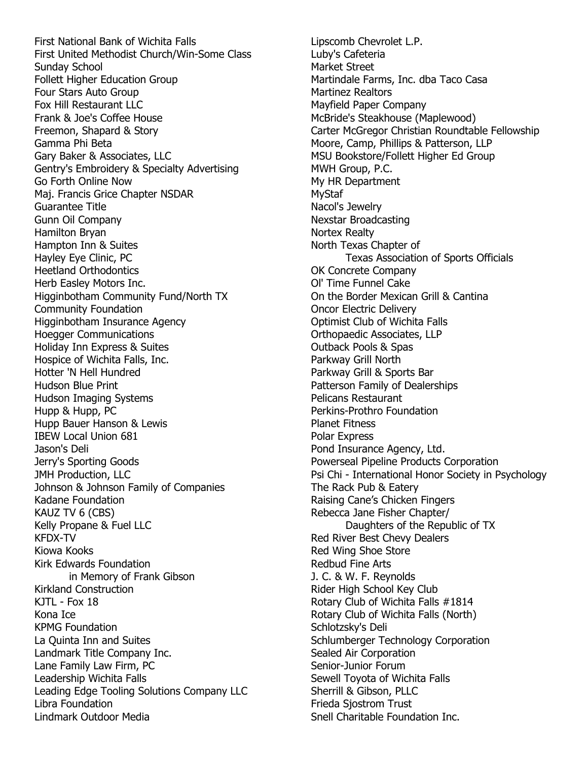First National Bank of Wichita Falls
First United Methodist Church/Win-Some Class Sunday School
Follett Higher Education Group
Four Stars Auto Group
Fox Hill Restaurant LLC
Frank & Joe's Coffee House
Freemon, Shapard & Story
Gamma Phi Beta
Gary Baker & Associates, LLC
Gentry's Embroidery & Specialty Advertising
Go Forth Online Now
Maj. Francis Grice Chapter NSDAR
Guarantee Title
Gunn Oil Company
Hamilton Bryan
Hampton Inn & Suites
Hayley Eye Clinic, PC
Heetland Orthodontics
Herb Easley Motors Inc.
Higginbotham Community Fund/North TX Community Foundation
Higginbotham Insurance Agency
Hoegger Communications
Holiday Inn Express & Suites
Hospice of Wichita Falls, Inc.
Hotter 'N Hell Hundred
Hudson Blue Print
Hudson Imaging Systems
Hupp & Hupp, PC
Hupp Bauer Hanson & Lewis
IBEW Local Union 681
Jason's Deli
Jerry's Sporting Goods
JMH Production, LLC
Johnson & Johnson Family of Companies
Kadane Foundation
KAUZ TV 6 (CBS)
Kelly Propane & Fuel LLC
KFDX-TV
Kiowa Kooks
Kirk Edwards Foundation in Memory of Frank Gibson
Kirkland Construction
KJTL - Fox 18
Kona Ice
KPMG Foundation
La Quinta Inn and Suites
Landmark Title Company Inc.
Lane Family Law Firm, PC
Leadership Wichita Falls
Leading Edge Tooling Solutions Company LLC
Libra Foundation
Lindmark Outdoor Media
Lipscomb Chevrolet L.P.
Luby's Cafeteria
Market Street
Martindale Farms, Inc. dba Taco Casa
Martinez Realtors
Mayfield Paper Company
McBride's Steakhouse (Maplewood)
Carter McGregor Christian Roundtable Fellowship
Moore, Camp, Phillips & Patterson, LLP
MSU Bookstore/Follett Higher Ed Group
MWH Group, P.C.
My HR Department
MyStaf
Nacol's Jewelry
Nexstar Broadcasting
Nortex Realty
North Texas Chapter of Texas Association of Sports Officials
OK Concrete Company
Ol' Time Funnel Cake
On the Border Mexican Grill & Cantina
Oncor Electric Delivery
Optimist Club of Wichita Falls
Orthopaedic Associates, LLP
Outback Pools & Spas
Parkway Grill North
Parkway Grill & Sports Bar
Patterson Family of Dealerships
Pelicans Restaurant
Perkins-Prothro Foundation
Planet Fitness
Polar Express
Pond Insurance Agency, Ltd.
Powerseal Pipeline Products Corporation
Psi Chi - International Honor Society in Psychology
The Rack Pub & Eatery
Raising Cane's Chicken Fingers
Rebecca Jane Fisher Chapter/ Daughters of the Republic of TX
Red River Best Chevy Dealers
Red Wing Shoe Store
Redbud Fine Arts
J. C. & W. F. Reynolds
Rider High School Key Club
Rotary Club of Wichita Falls #1814
Rotary Club of Wichita Falls (North)
Schlotzsky's Deli
Schlumberger Technology Corporation
Sealed Air Corporation
Senior-Junior Forum
Sewell Toyota of Wichita Falls
Sherrill & Gibson, PLLC
Frieda Sjostrom Trust
Snell Charitable Foundation Inc.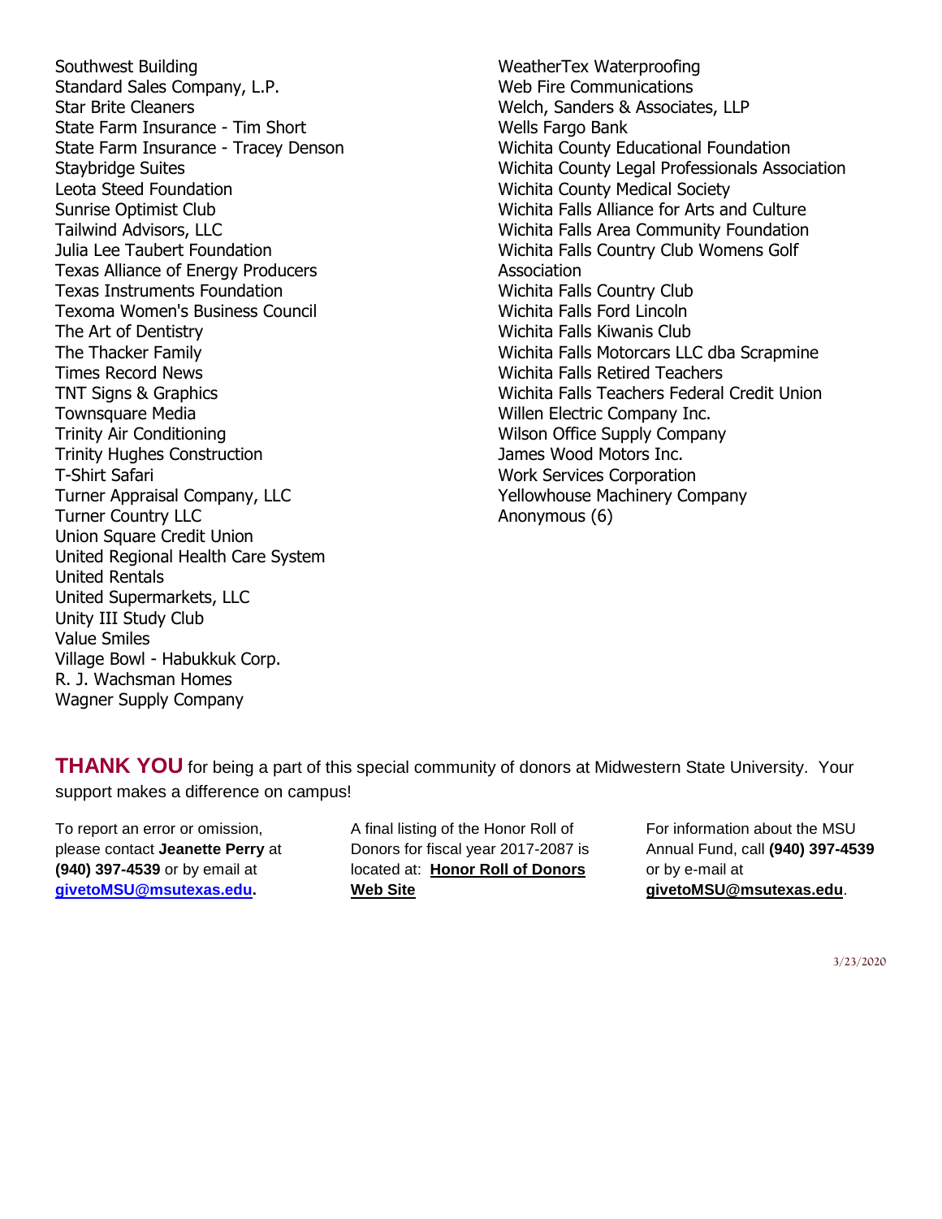Southwest Building
Standard Sales Company, L.P.
Star Brite Cleaners
State Farm Insurance - Tim Short
State Farm Insurance - Tracey Denson
Staybridge Suites
Leota Steed Foundation
Sunrise Optimist Club
Tailwind Advisors, LLC
Julia Lee Taubert Foundation
Texas Alliance of Energy Producers
Texas Instruments Foundation
Texoma Women's Business Council
The Art of Dentistry
The Thacker Family
Times Record News
TNT Signs & Graphics
Townsquare Media
Trinity Air Conditioning
Trinity Hughes Construction
T-Shirt Safari
Turner Appraisal Company, LLC
Turner Country LLC
Union Square Credit Union
United Regional Health Care System
United Rentals
United Supermarkets, LLC
Unity III Study Club
Value Smiles
Village Bowl - Habukkuk Corp.
R. J. Wachsman Homes
Wagner Supply Company
WeatherTex Waterproofing
Web Fire Communications
Welch, Sanders & Associates, LLP
Wells Fargo Bank
Wichita County Educational Foundation
Wichita County Legal Professionals Association
Wichita County Medical Society
Wichita Falls Alliance for Arts and Culture
Wichita Falls Area Community Foundation
Wichita Falls Country Club Womens Golf Association
Wichita Falls Country Club
Wichita Falls Ford Lincoln
Wichita Falls Kiwanis Club
Wichita Falls Motorcars LLC dba Scrapmine
Wichita Falls Retired Teachers
Wichita Falls Teachers Federal Credit Union
Willen Electric Company Inc.
Wilson Office Supply Company
James Wood Motors Inc.
Work Services Corporation
Yellowhouse Machinery Company
Anonymous (6)

**THANK YOU** for being a part of this special community of donors at Midwestern State University. Your support makes a difference on campus!

To report an error or omission, please contact **Jeanette Perry** at **(940) 397-4539** or by email at **givetoMSU@msutexas.edu.**

A final listing of the Honor Roll of Donors for fiscal year 2017-2087 is located at: **Honor Roll of Donors Web Site**

For information about the MSU Annual Fund, call **(940) 397-4539** or by e-mail at **givetoMSU@msutexas.edu**.

3/23/2020